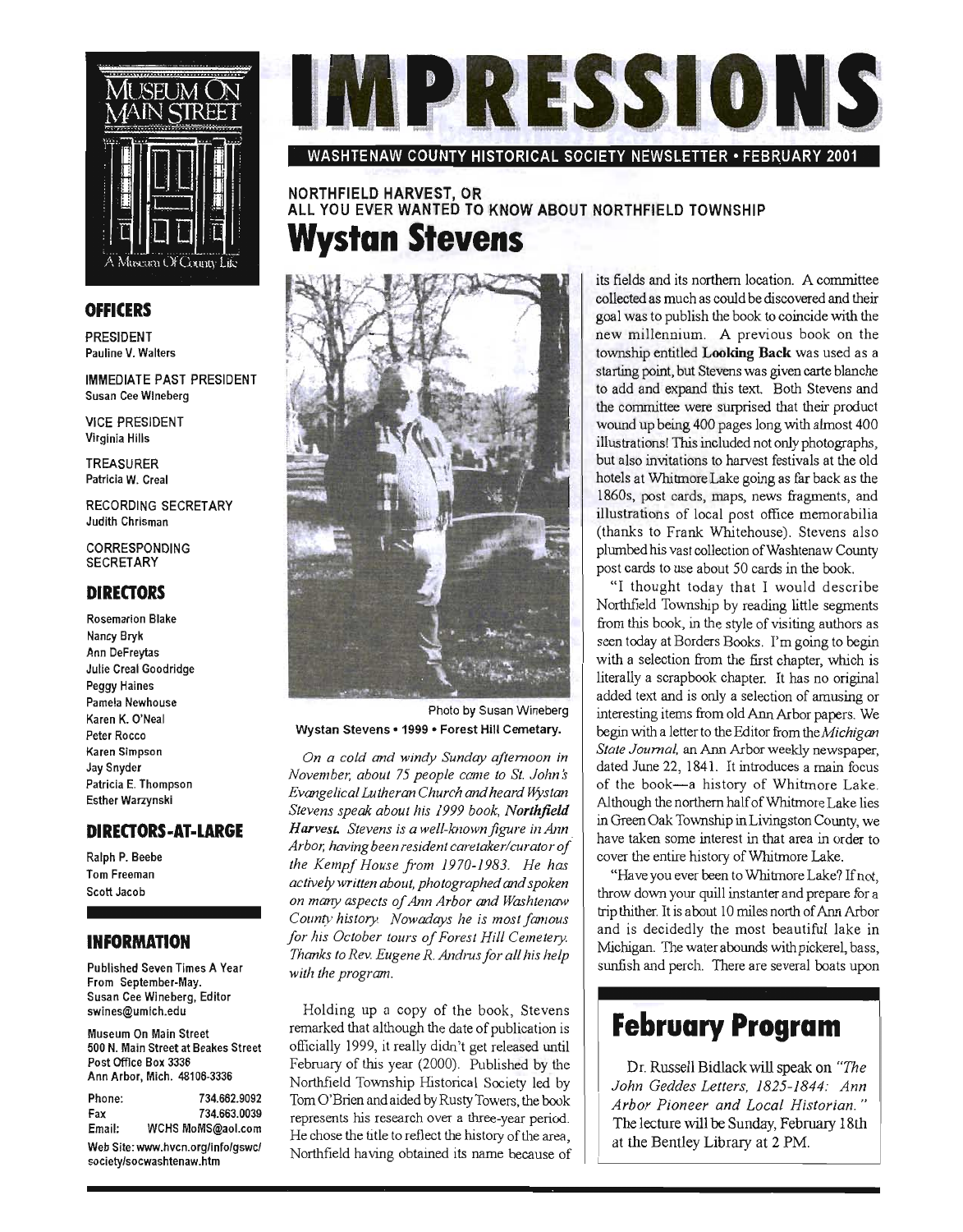# IMPRESSIONS

WASHTENAW COUNTY HISTORICAL SOCIETY NEWSLETTER • FEBRUARY 2001

MUSEUM ON MAIN STREET
A Museum Of County Life

### OFFICERS

PRESIDENT
Pauline V. Walters

IMMEDIATE PAST PRESIDENT
Susan Cee Wineberg

VICE PRESIDENT
Virginia Hills

TREASURER
Patricia W. Creal

RECORDING SECRETARY
Judith Chrisman

CORRESPONDING SECRETARY

### DIRECTORS

Rosemarion Blake
Nancy Bryk
Ann DeFreytas
Julie Creal Goodridge
Peggy Haines
Pamela Newhouse
Karen K. O'Neal
Peter Rocco
Karen Simpson
Jay Snyder
Patricia E. Thompson
Esther Warzynski

### DIRECTORS-AT-LARGE

Ralph P. Beebe
Tom Freeman
Scott Jacob

### INFORMATION

Published Seven Times A Year From September-May.
Susan Cee Wineberg, Editor
swines@umich.edu

Museum On Main Street
500 N. Main Street at Beakes Street
Post Office Box 3336
Ann Arbor, Mich. 48106-3336

Phone: 734.662.9092
Fax 734.663.0039
Email: WCHS MoMS@aol.com

Web Site: www.hvcn.org/info/gswc/society/socwashtenaw.htm

## NORTHFIELD HARVEST, OR ALL YOU EVER WANTED TO KNOW ABOUT NORTHFIELD TOWNSHIP

# Wystan Stevens

Photo by Susan Wineberg

**Wystan Stevens • 1999 • Forest Hill Cemetary.**

*On a cold and windy Sunday afternoon in November, about 75 people came to St. John's Evangelical Lutheran Church and heard Wystan Stevens speak about his 1999 book, **Northfield Harvest.** Stevens is a well-known figure in Ann Arbor, having been resident caretaker/curator of the Kempf House from 1970-1983. He has actively written about, photographed and spoken on many aspects of Ann Arbor and Washtenaw County history. Nowadays he is most famous for his October tours of Forest Hill Cemetery. Thanks to Rev. Eugene R. Andrus for all his help with the program.*

Holding up a copy of the book, Stevens remarked that although the date of publication is officially 1999, it really didn't get released until February of this year (2000). Published by the Northfield Township Historical Society led by Tom O'Brien and aided by Rusty Towers, the book represents his research over a three-year period. He chose the title to reflect the history of the area, Northfield having obtained its name because of its fields and its northern location. A committee collected as much as could be discovered and their goal was to publish the book to coincide with the new millennium. A previous book on the township entitled **Looking Back** was used as a starting point, but Stevens was given carte blanche to add and expand this text. Both Stevens and the committee were surprised that their product wound up being 400 pages long with almost 400 illustrations! This included not only photographs, but also invitations to harvest festivals at the old hotels at Whitmore Lake going as far back as the 1860s, post cards, maps, news fragments, and illustrations of local post office memorabilia (thanks to Frank Whitehouse). Stevens also plumbed his vast collection of Washtenaw County post cards to use about 50 cards in the book.

"I thought today that I would describe Northfield Township by reading little segments from this book, in the style of visiting authors as seen today at Borders Books. I'm going to begin with a selection from the first chapter, which is literally a scrapbook chapter. It has no original added text and is only a selection of amusing or interesting items from old Ann Arbor papers. We begin with a letter to the Editor from the *Michigan State Journal*, an Ann Arbor weekly newspaper, dated June 22, 1841. It introduces a main focus of the book—a history of Whitmore Lake. Although the northern half of Whitmore Lake lies in Green Oak Township in Livingston County, we have taken some interest in that area in order to cover the entire history of Whitmore Lake.

"Have you ever been to Whitmore Lake? If not, throw down your quill instanter and prepare for a trip thither. It is about 10 miles north of Ann Arbor and is decidedly the most beautiful lake in Michigan. The water abounds with pickerel, bass, sunfish and perch. There are several boats upon

## February Program

Dr. Russell Bidlack will speak on *"The John Geddes Letters, 1825-1844: Ann Arbor Pioneer and Local Historian."* The lecture will be Sunday, February 18th at the Bentley Library at 2 PM.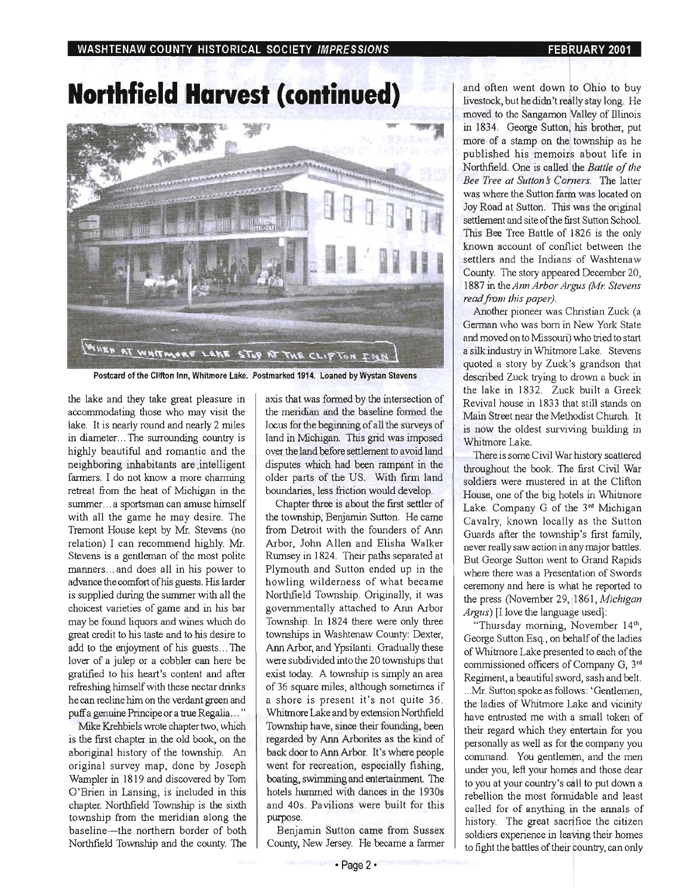# Northfield Harvest (continued)

Postcard of the Clifton Inn, Whitmore Lake. Postmarked 1914. Loaned by Wystan Stevens

the lake and they take great pleasure in accommodating those who may visit the lake. It is nearly round and nearly 2 miles in diameter... The surrounding country is highly beautiful and romantic and the neighboring inhabitants are intelligent farmers. I do not know a more charming retreat from the heat of Michigan in the summer... a sportsman can amuse himself with all the game he may desire. The Tremont House kept by Mr. Stevens (no relation) I can recommend highly. Mr. Stevens is a gentleman of the most polite manners... and does all in his power to advance the comfort of his guests. His larder is supplied during the summer with all the choicest varieties of game and in his bar may be found liquors and wines which do great credit to his taste and to his desire to add to the enjoyment of his guests... The lover of a julep or a cobbler can here be gratified to his heart's content and after refreshing himself with these nectar drinks he can recline him on the verdant green and puff a genuine Principe or a true Regalia..."

Mike Krehbiels wrote chapter two, which is the first chapter in the old book, on the aboriginal history of the township. An original survey map, done by Joseph Wampler in 1819 and discovered by Tom O'Brien in Lansing, is included in this chapter. Northfield Township is the sixth township from the meridian along the baseline—the northern border of both Northfield Township and the county. The axis that was formed by the intersection of the meridian and the baseline formed the locus for the beginning of all the surveys of land in Michigan. This grid was imposed over the land before settlement to avoid land disputes which had been rampant in the older parts of the US. With firm land boundaries, less friction would develop.

Chapter three is about the first settler of the township, Benjamin Sutton. He came from Detroit with the founders of Ann Arbor, John Allen and Elisha Walker Rumsey in 1824. Their paths separated at Plymouth and Sutton ended up in the howling wilderness of what became Northfield Township. Originally, it was governmentally attached to Ann Arbor Township. In 1824 there were only three townships in Washtenaw County: Dexter, Ann Arbor, and Ypsilanti. Gradually these were subdivided into the 20 townships that exist today. A township is simply an area of 36 square miles, although sometimes if a shore is present it's not quite 36. Whitmore Lake and by extension Northfield Township have, since their founding, been regarded by Ann Arborites as the kind of back door to Ann Arbor. It's where people went for recreation, especially fishing, boating, swimming and entertainment. The hotels hummed with dances in the 1930s and 40s. Pavilions were built for this purpose.

Benjamin Sutton came from Sussex County, New Jersey. He became a farmer and often went down to Ohio to buy livestock, but he didn't really stay long. He moved to the Sangamon Valley of Illinois in 1834. George Sutton, his brother, put more of a stamp on the township as he published his memoirs about life in Northfield. One is called the *Battle of the Bee Tree at Sutton's Corners*. The latter was where the Sutton farm was located on Joy Road at Sutton. This was the original settlement and site of the first Sutton School. This Bee Tree Battle of 1826 is the only known account of conflict between the settlers and the Indians of Washtenaw County. The story appeared December 20, 1887 in the *Ann Arbor Argus (Mr. Stevens read from this paper)*.

Another pioneer was Christian Zuck (a German who was born in New York State and moved on to Missouri) who tried to start a silk industry in Whitmore Lake. Stevens quoted a story by Zuck's grandson that described Zuck trying to drown a buck in the lake in 1832. Zuck built a Greek Revival house in 1833 that still stands on Main Street near the Methodist Church. It is now the oldest surviving building in Whitmore Lake.

There is some Civil War history scattered throughout the book. The first Civil War soldiers were mustered in at the Clifton House, one of the big hotels in Whitmore Lake. Company G of the 3rd Michigan Cavalry, known locally as the Sutton Guards after the township's first family, never really saw action in any major battles. But George Sutton went to Grand Rapids where there was a Presentation of Swords ceremony and here is what he reported to the press (November 29, 1861, *Michigan Argus*) [I love the language used]:

"Thursday morning, November 14th, George Sutton Esq., on behalf of the ladies of Whitmore Lake presented to each of the commissioned officers of Company G, 3rd Regiment, a beautiful sword, sash and belt. ...Mr. Sutton spoke as follows: 'Gentlemen, the ladies of Whitmore Lake and vicinity have entrusted me with a small token of their regard which they entertain for you personally as well as for the company you command. You gentlemen, and the men under you, left your homes and those dear to you at your country's call to put down a rebellion the most formidable and least called for of anything in the annals of history. The great sacrifice the citizen soldiers experience in leaving their homes to fight the battles of their country, can only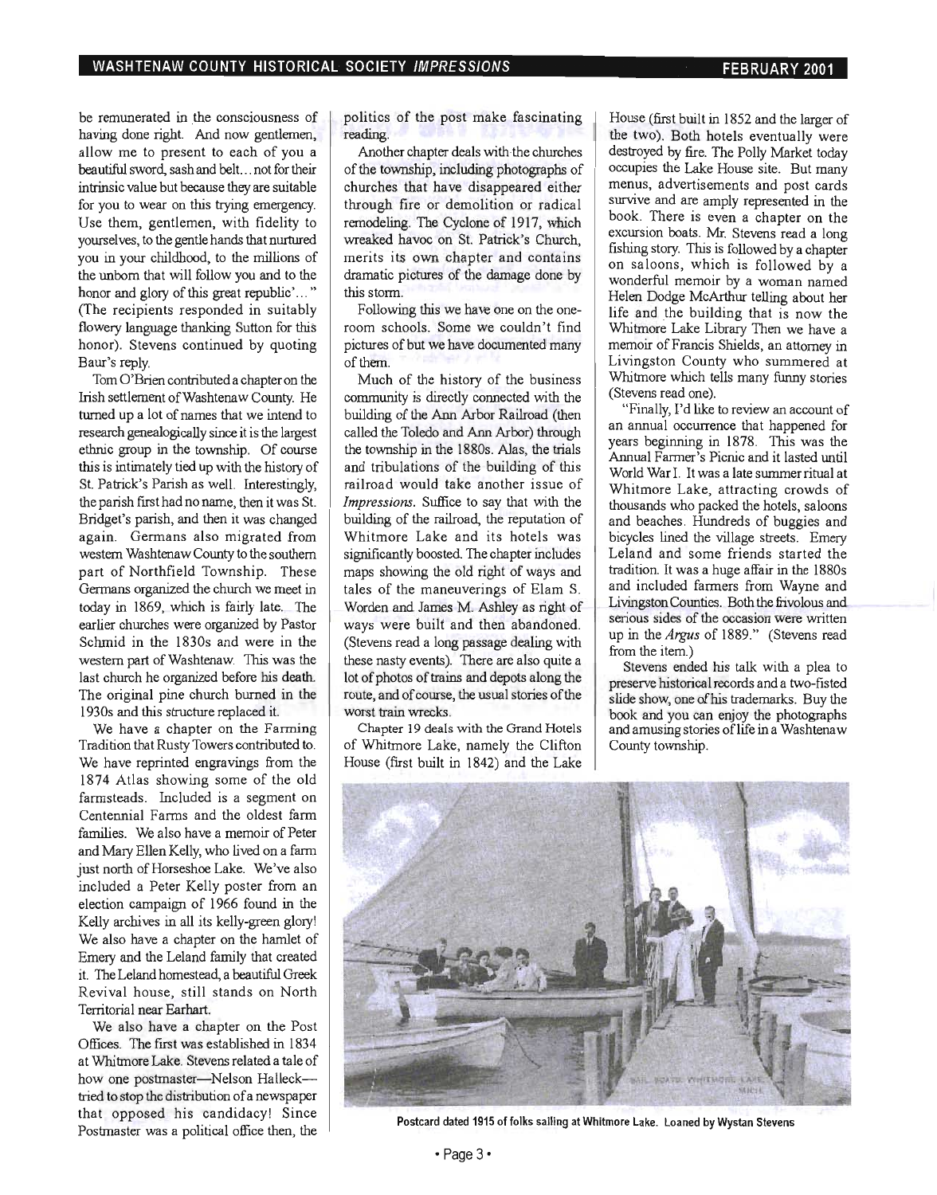be remunerated in the consciousness of having done right. And now gentlemen, allow me to present to each of you a beautiful sword, sash and belt... not for their intrinsic value but because they are suitable for you to wear on this trying emergency. Use them, gentlemen, with fidelity to yourselves, to the gentle hands that nurtured you in your childhood, to the millions of the unborn that will follow you and to the honor and glory of this great republic'..." (The recipients responded in suitably flowery language thanking Sutton for this honor). Stevens continued by quoting Baur's reply.

Tom O'Brien contributed a chapter on the Irish settlement of Washtenaw County. He turned up a lot of names that we intend to research genealogically since it is the largest ethnic group in the township. Of course this is intimately tied up with the history of St. Patrick's Parish as well. Interestingly, the parish first had no name, then it was St. Bridget's parish, and then it was changed again. Germans also migrated from western Washtenaw County to the southern part of Northfield Township. These Germans organized the church we meet in today in 1869, which is fairly late. The earlier churches were organized by Pastor Schmid in the 1830s and were in the western part of Washtenaw. This was the last church he organized before his death. The original pine church burned in the 1930s and this structure replaced it.

We have a chapter on the Farming Tradition that Rusty Towers contributed to. We have reprinted engravings from the 1874 Atlas showing some of the old farmsteads. Included is a segment on Centennial Farms and the oldest farm families. We also have a memoir of Peter and Mary Ellen Kelly, who lived on a farm just north of Horseshoe Lake. We've also included a Peter Kelly poster from an election campaign of 1966 found in the Kelly archives in all its kelly-green glory! We also have a chapter on the hamlet of Emery and the Leland family that created it. The Leland homestead, a beautiful Greek Revival house, still stands on North Territorial near Earhart.

We also have a chapter on the Post Offices. The first was established in 1834 at Whitmore Lake. Stevens related a tale of how one postmaster—Nelson Halleck—tried to stop the distribution of a newspaper that opposed his candidacy! Since Postmaster was a political office then, the politics of the post make fascinating reading.

Another chapter deals with the churches of the township, including photographs of churches that have disappeared either through fire or demolition or radical remodeling. The Cyclone of 1917, which wreaked havoc on St. Patrick's Church, merits its own chapter and contains dramatic pictures of the damage done by this storm.

Following this we have one on the one-room schools. Some we couldn't find pictures of but we have documented many of them.

Much of the history of the business community is directly connected with the building of the Ann Arbor Railroad (then called the Toledo and Ann Arbor) through the township in the 1880s. Alas, the trials and tribulations of the building of this railroad would take another issue of *Impressions*. Suffice to say that with the building of the railroad, the reputation of Whitmore Lake and its hotels was significantly boosted. The chapter includes maps showing the old right of ways and tales of the maneuverings of Elam S. Worden and James M. Ashley as right of ways were built and then abandoned. (Stevens read a long passage dealing with these nasty events). There are also quite a lot of photos of trains and depots along the route, and of course, the usual stories of the worst train wrecks.

Chapter 19 deals with the Grand Hotels of Whitmore Lake, namely the Clifton House (first built in 1842) and the Lake House (first built in 1852 and the larger of the two). Both hotels eventually were destroyed by fire. The Polly Market today occupies the Lake House site. But many menus, advertisements and post cards survive and are amply represented in the book. There is even a chapter on the excursion boats. Mr. Stevens read a long fishing story. This is followed by a chapter on saloons, which is followed by a wonderful memoir by a woman named Helen Dodge McArthur telling about her life and the building that is now the Whitmore Lake Library Then we have a memoir of Francis Shields, an attorney in Livingston County who summered at Whitmore which tells many funny stories (Stevens read one).

"Finally, I'd like to review an account of an annual occurrence that happened for years beginning in 1878. This was the Annual Farmer's Picnic and it lasted until World War I. It was a late summer ritual at Whitmore Lake, attracting crowds of thousands who packed the hotels, saloons and beaches. Hundreds of buggies and bicycles lined the village streets. Emery Leland and some friends started the tradition. It was a huge affair in the 1880s and included farmers from Wayne and Livingston Counties. Both the frivolous and serious sides of the occasion were written up in the *Argus* of 1889." (Stevens read from the item.)

Stevens ended his talk with a plea to preserve historical records and a two-fisted slide show, one of his trademarks. Buy the book and you can enjoy the photographs and amusing stories of life in a Washtenaw County township.

**Postcard dated 1915 of folks sailing at Whitmore Lake. Loaned by Wystan Stevens**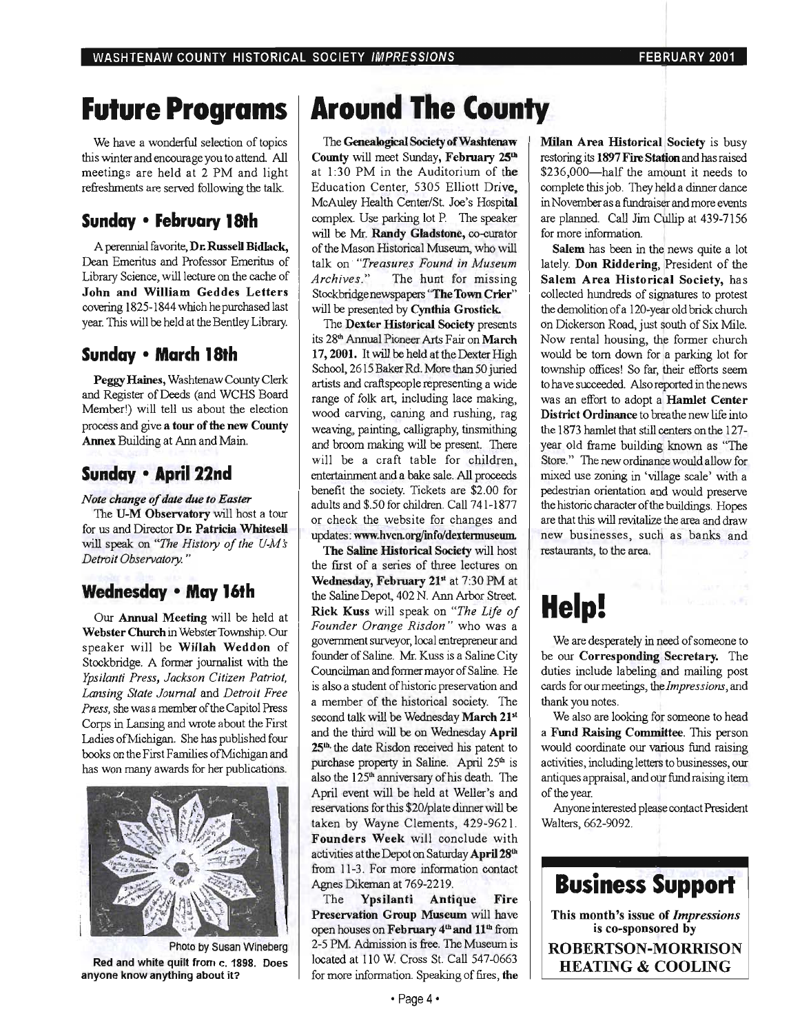# Future Programs

We have a wonderful selection of topics this winter and encourage you to attend. All meetings are held at 2 PM and light refreshments are served following the talk.

## Sunday • February 18th

A perennial favorite, **Dr. Russell Bidlack,** Dean Emeritus and Professor Emeritus of Library Science, will lecture on the cache of **John and William Geddes Letters** covering 1825-1844 which he purchased last year. This will be held at the Bentley Library.

## Sunday • March 18th

**Peggy Haines,** Washtenaw County Clerk and Register of Deeds (and WCHS Board Member!) will tell us about the election process and give **a tour of the new County Annex** Building at Ann and Main.

## Sunday • April 22nd

*Note change of date due to Easter*

The **U-M Observatory** will host a tour for us and Director **Dr. Patricia Whitesell** will speak on *"The History of the U-M's Detroit Observatory."*

## Wednesday • May 16th

Our **Annual Meeting** will be held at **Webster Church** in Webster Township. Our speaker will be **Willah Weddon** of Stockbridge. A former journalist with the *Ypsilanti Press, Jackson Citizen Patriot, Lansing State Journal* and *Detroit Free Press,* she was a member of the Capitol Press Corps in Lansing and wrote about the First Ladies of Michigan. She has published four books on the First Families of Michigan and has won many awards for her publications.

Photo by Susan Wineberg

**Red and white quilt from c. 1898. Does anyone know anything about it?**

# Around The County

The **Genealogical Society of Washtenaw County** will meet Sunday, **February 25th** at 1:30 PM in the Auditorium of the Education Center, 5305 Elliott Drive, McAuley Health Center/St. Joe's Hospital complex. Use parking lot P. The speaker will be Mr. **Randy Gladstone,** co-curator of the Mason Historical Museum, who will talk on *"Treasures Found in Museum Archives."* The hunt for missing Stockbridge newspapers "**The Town Crier**" will be presented by **Cynthia Grostick.**

The **Dexter Historical Society** presents its 28th Annual Pioneer Arts Fair on **March 17, 2001.** It will be held at the Dexter High School, 2615 Baker Rd. More than 50 juried artists and craftspeople representing a wide range of folk art, including lace making, wood carving, caning and rushing, rag weaving, painting, calligraphy, tinsmithing and broom making will be present. There will be a craft table for children, entertainment and a bake sale. All proceeds benefit the society. Tickets are $2.00 for adults and $.50 for children. Call 741-1877 or check the website for changes and updates: **www.hvcn.org/info/dextermuseum.**

**The Saline Historical Society** will host the first of a series of three lectures on **Wednesday, February 21st** at 7:30 PM at the Saline Depot, 402 N. Ann Arbor Street. **Rick Kuss** will speak on *"The Life of Founder Orange Risdon"* who was a government surveyor, local entrepreneur and founder of Saline. Mr. Kuss is a Saline City Councilman and former mayor of Saline. He is also a student of historic preservation and a member of the historical society. The second talk will be Wednesday **March 21st** and the third will be on Wednesday **April 25th,** the date Risdon received his patent to purchase property in Saline. April 25th is also the 125th anniversary of his death. The April event will be held at Weller's and reservations for this $20/plate dinner will be taken by Wayne Clements, 429-9621. **Founders Week** will conclude with activities at the Depot on Saturday **April 28th** from 11-3. For more information contact Agnes Dikeman at 769-2219.

The **Ypsilanti Antique Fire Preservation Group Museum** will have open houses on **February 4th and 11th** from 2-5 PM. Admission is free. The Museum is located at 110 W. Cross St. Call 547-0663 for more information. Speaking of fires, **the Milan Area Historical Society** is busy restoring its **1897 Fire Station** and has raised $236,000—half the amount it needs to complete this job. They held a dinner dance in November as a fundraiser and more events are planned. Call Jim Cullip at 439-7156 for more information.

**Salem** has been in the news quite a lot lately. **Don Riddering,** President of the **Salem Area Historical Society,** has collected hundreds of signatures to protest the demolition of a 120-year old brick church on Dickerson Road, just south of Six Mile. Now rental housing, the former church would be torn down for a parking lot for township offices! So far, their efforts seem to have succeeded. Also reported in the news was an effort to adopt a **Hamlet Center District Ordinance** to breathe new life into the 1873 hamlet that still centers on the 127-year old frame building known as "The Store." The new ordinance would allow for mixed use zoning in 'village scale' with a pedestrian orientation and would preserve the historic character of the buildings. Hopes are that this will revitalize the area and draw new businesses, such as banks and restaurants, to the area.

# Help!

We are desperately in need of someone to be our **Corresponding Secretary.** The duties include labeling and mailing post cards for our meetings, the *Impressions,* and thank you notes.

We also are looking for someone to head a **Fund Raising Committee.** This person would coordinate our various fund raising activities, including letters to businesses, our antiques appraisal, and our fund raising item of the year.

Anyone interested please contact President Walters, 662-9092.

# Business Support

**This month's issue of *Impressions* is co-sponsored by**

**ROBERTSON-MORRISON HEATING & COOLING**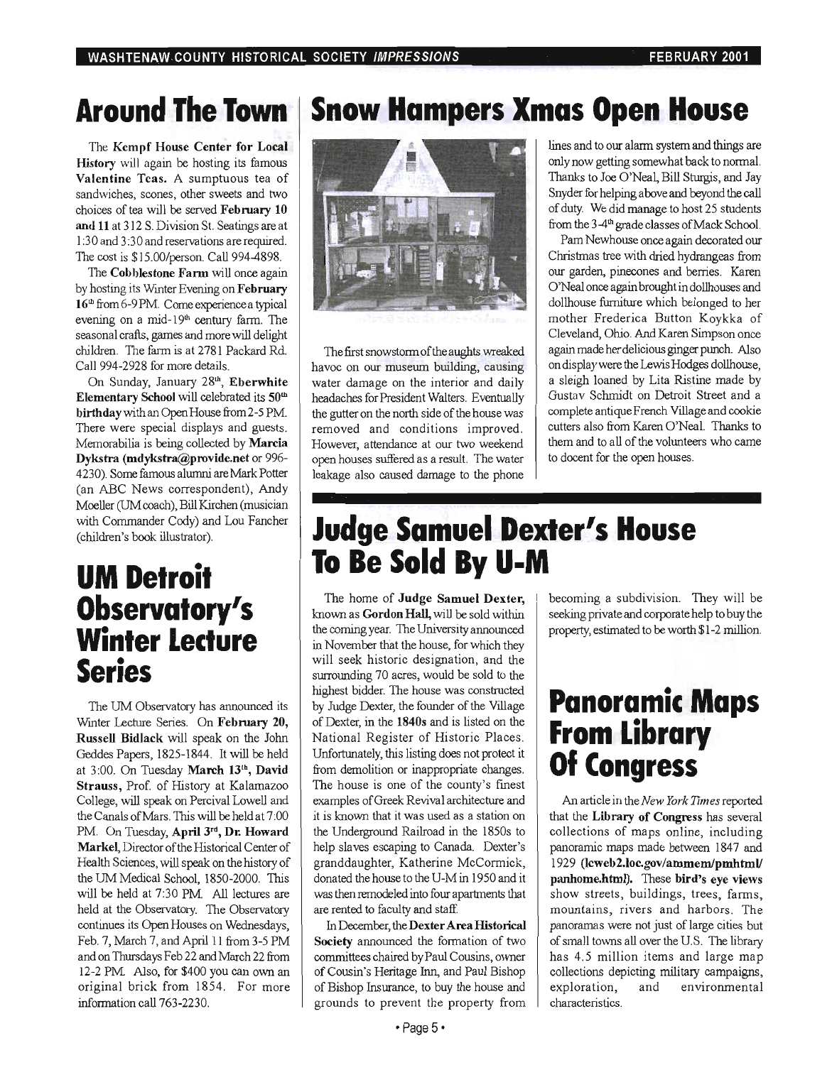# Around The Town

The **Kempf House Center for Local History** will again be hosting its famous **Valentine Teas.** A sumptuous tea of sandwiches, scones, other sweets and two choices of tea will be served **February 10 and 11** at 312 S. Division St. Seatings are at 1:30 and 3:30 and reservations are required. The cost is $15.00/person. Call 994-4898.

The **Cobblestone Farm** will once again by hosting its Winter Evening on **February 16th** from 6-9 PM. Come experience a typical evening on a mid-19th century farm. The seasonal crafts, games and more will delight children. The farm is at 2781 Packard Rd. Call 994-2928 for more details.

On Sunday, January 28th, **Eberwhite Elementary School** will celebrated its **50th birthday** with an Open House from 2-5 PM. There were special displays and guests. Memorabilia is being collected by **Marcia Dykstra (mdykstra@provide.net** or 996-4230). Some famous alumni are Mark Potter (an ABC News correspondent), Andy Moeller (UM coach), Bill Kirchen (musician with Commander Cody) and Lou Fancher (children's book illustrator).

# UM Detroit Observatory's Winter Lecture Series

The UM Observatory has announced its Winter Lecture Series. On **February 20, Russell Bidlack** will speak on the John Geddes Papers, 1825-1844. It will be held at 3:00. On Tuesday **March 13th, David Strauss,** Prof. of History at Kalamazoo College, will speak on Percival Lowell and the Canals of Mars. This will be held at 7:00 PM. On Tuesday, **April 3rd, Dr. Howard Markel,** Director of the Historical Center of Health Sciences, will speak on the history of the UM Medical School, 1850-2000. This will be held at 7:30 PM. All lectures are held at the Observatory. The Observatory continues its Open Houses on Wednesdays, Feb. 7, March 7, and April 11 from 3-5 PM and on Thursdays Feb 22 and March 22 from 12-2 PM. Also, for $400 you can own an original brick from 1854. For more information call 763-2230.

# Snow Hampers Xmas Open House

The first snowstorm of the aughts wreaked havoc on our museum building, causing water damage on the interior and daily headaches for President Walters. Eventually the gutter on the north side of the house was removed and conditions improved. However, attendance at our two weekend open houses suffered as a result. The water leakage also caused damage to the phone lines and to our alarm system and things are only now getting somewhat back to normal. Thanks to Joe O'Neal, Bill Sturgis, and Jay Snyder for helping above and beyond the call of duty. We did manage to host 25 students from the 3-4th grade classes of Mack School.

Pam Newhouse once again decorated our Christmas tree with dried hydrangeas from our garden, pinecones and berries. Karen O'Neal once again brought in dollhouses and dollhouse furniture which belonged to her mother Frederica Button Koykka of Cleveland, Ohio. And Karen Simpson once again made her delicious ginger punch. Also on display were the Lewis Hodges dollhouse, a sleigh loaned by Lita Ristine made by Gustav Schmidt on Detroit Street and a complete antique French Village and cookie cutters also from Karen O'Neal. Thanks to them and to all of the volunteers who came to docent for the open houses.

# Judge Samuel Dexter's House To Be Sold By U-M

The home of **Judge Samuel Dexter,** known as **Gordon Hall,** will be sold within the coming year. The University announced in November that the house, for which they will seek historic designation, and the surrounding 70 acres, would be sold to the highest bidder. The house was constructed by Judge Dexter, the founder of the Village of Dexter, in the **1840s** and is listed on the National Register of Historic Places. Unfortunately, this listing does not protect it from demolition or inappropriate changes. The house is one of the county's finest examples of Greek Revival architecture and it is known that it was used as a station on the Underground Railroad in the 1850s to help slaves escaping to Canada. Dexter's granddaughter, Katherine McCormick, donated the house to the U-M in 1950 and it was then remodeled into four apartments that are rented to faculty and staff.

In December, the **Dexter Area Historical Society** announced the formation of two committees chaired by Paul Cousins, owner of Cousin's Heritage Inn, and Paul Bishop of Bishop Insurance, to buy the house and grounds to prevent the property from becoming a subdivision. They will be seeking private and corporate help to buy the property, estimated to be worth $1-2 million.

# Panoramic Maps From Library Of Congress

An article in the *New York Times* reported that the **Library of Congress** has several collections of maps online, including panoramic maps made between 1847 and 1929 **(lcweb2.loc.gov/ammem/pmhtml/panhome.html).** These **bird's eye views** show streets, buildings, trees, farms, mountains, rivers and harbors. The panoramas were not just of large cities but of small towns all over the U.S. The library has 4.5 million items and large map collections depicting military campaigns, exploration, and environmental characteristics.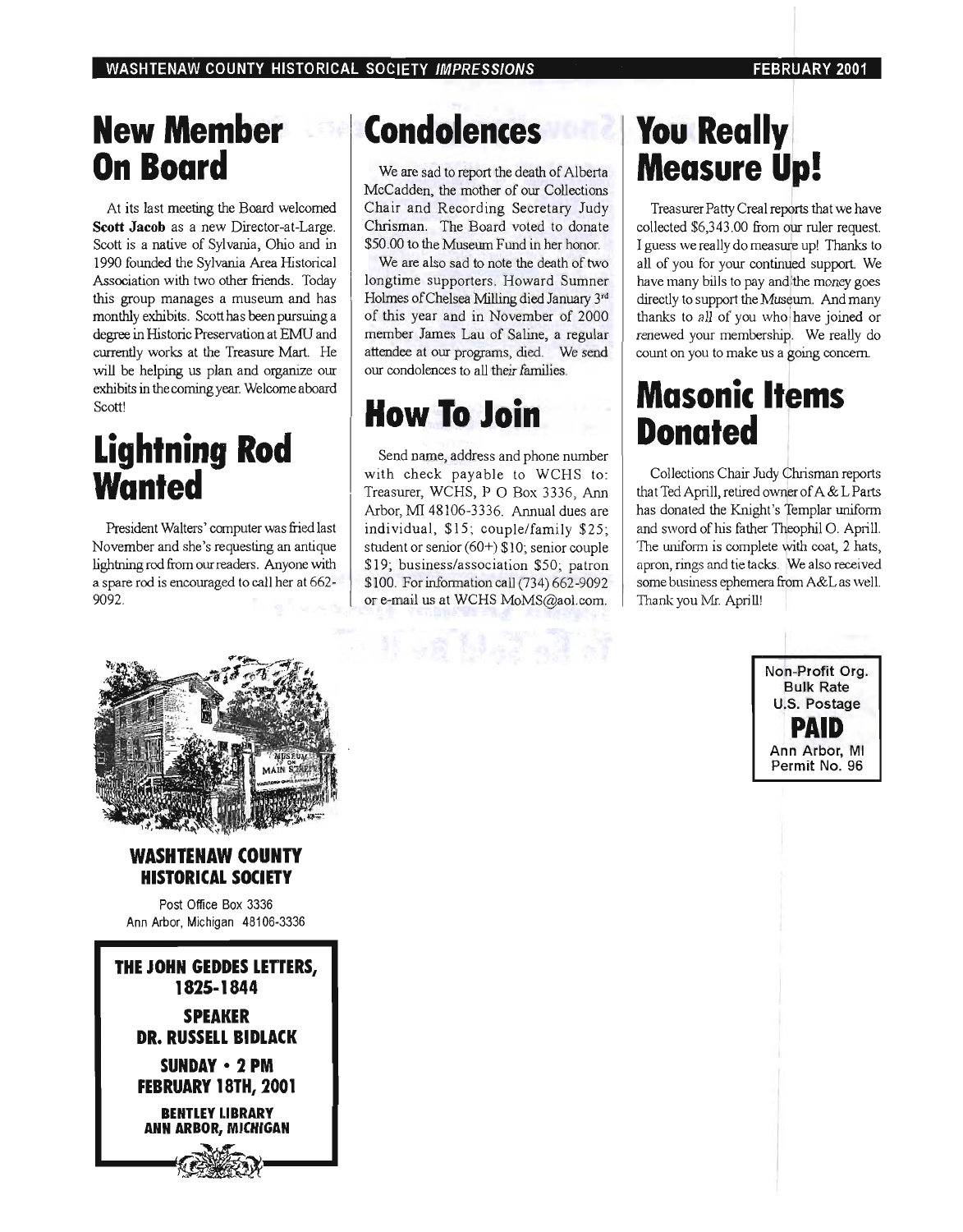# New Member On Board

At its last meeting the Board welcomed **Scott Jacob** as a new Director-at-Large. Scott is a native of Sylvania, Ohio and in 1990 founded the Sylvania Area Historical Association with two other friends. Today this group manages a museum and has monthly exhibits. Scott has been pursuing a degree in Historic Preservation at EMU and currently works at the Treasure Mart. He will be helping us plan and organize our exhibits in the coming year. Welcome aboard Scott!

# Lightning Rod Wanted

President Walters' computer was fried last November and she's requesting an antique lightning rod from our readers. Anyone with a spare rod is encouraged to call her at 662-9092.

# Condolences

We are sad to report the death of Alberta McCadden, the mother of our Collections Chair and Recording Secretary Judy Chrisman. The Board voted to donate $50.00 to the Museum Fund in her honor.

We are also sad to note the death of two longtime supporters. Howard Sumner Holmes of Chelsea Milling died January 3rd of this year and in November of 2000 member James Lau of Saline, a regular attendee at our programs, died. We send our condolences to all their families.

# How To Join

Send name, address and phone number with check payable to WCHS to: Treasurer, WCHS, P O Box 3336, Ann Arbor, MI 48106-3336. Annual dues are individual, $15; couple/family $25; student or senior (60+) $10; senior couple $19; business/association $50; patron $100. For information call (734) 662-9092 or e-mail us at WCHS MoMS@aol.com.

# You Really Measure Up!

Treasurer Patty Creal reports that we have collected $6,343.00 from our ruler request. I guess we really do measure up! Thanks to all of you for your continued support. We have many bills to pay and the money goes directly to support the Museum. And many thanks to *all* of you who have joined or renewed your membership. We really do count on you to make us a going concern.

# Masonic Items Donated

Collections Chair Judy Chrisman reports that Ted Aprill, retired owner of A & L Parts has donated the Knight's Templar uniform and sword of his father Theophil O. Aprill. The uniform is complete with coat, 2 hats, apron, rings and tie tacks. We also received some business ephemera from A&L as well. Thank you Mr. Aprill!

**WASHTENAW COUNTY HISTORICAL SOCIETY**

Post Office Box 3336
Ann Arbor, Michigan 48106-3336

Non-Profit Org.
Bulk Rate
U.S. Postage
**PAID**
Ann Arbor, MI
Permit No. 96

**THE JOHN GEDDES LETTERS, 1825-1844**

**SPEAKER**
**DR. RUSSELL BIDLACK**

**SUNDAY • 2 PM**
**FEBRUARY 18TH, 2001**

**BENTLEY LIBRARY**
**ANN ARBOR, MICHIGAN**